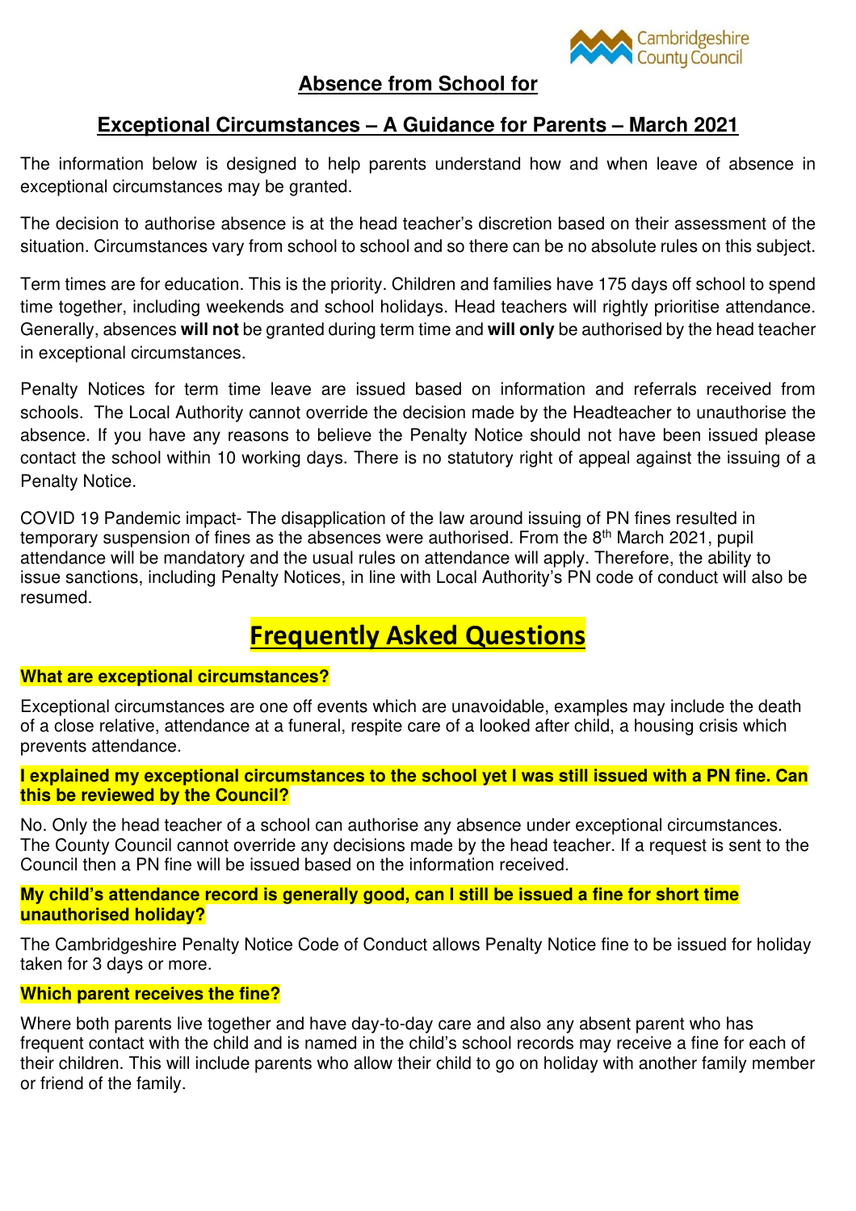# Absence from School for

## Exceptional Circumstances – A Guidance for Parents – March 2021

The information below is designed to help parents understand how and when leave of absence in exceptional circumstances may be granted.

The decision to authorise absence is at the head teacher's discretion based on their assessment of the situation. Circumstances vary from school to school and so there can be no absolute rules on this subject.

Term times are for education. This is the priority. Children and families have 175 days off school to spend time together, including weekends and school holidays. Head teachers will rightly prioritise attendance. Generally, absences **will not** be granted during term time and **will only** be authorised by the head teacher in exceptional circumstances.

Penalty Notices for term time leave are issued based on information and referrals received from schools. The Local Authority cannot override the decision made by the Headteacher to unauthorise the absence. If you have any reasons to believe the Penalty Notice should not have been issued please contact the school within 10 working days. There is no statutory right of appeal against the issuing of a Penalty Notice.

COVID 19 Pandemic impact- The disapplication of the law around issuing of PN fines resulted in temporary suspension of fines as the absences were authorised. From the 8th March 2021, pupil attendance will be mandatory and the usual rules on attendance will apply. Therefore, the ability to issue sanctions, including Penalty Notices, in line with Local Authority's PN code of conduct will also be resumed.

## Frequently Asked Questions

**What are exceptional circumstances?**

Exceptional circumstances are one off events which are unavoidable, examples may include the death of a close relative, attendance at a funeral, respite care of a looked after child, a housing crisis which prevents attendance.

**I explained my exceptional circumstances to the school yet I was still issued with a PN fine. Can this be reviewed by the Council?**

No. Only the head teacher of a school can authorise any absence under exceptional circumstances. The County Council cannot override any decisions made by the head teacher. If a request is sent to the Council then a PN fine will be issued based on the information received.

**My child's attendance record is generally good, can I still be issued a fine for short time unauthorised holiday?**

The Cambridgeshire Penalty Notice Code of Conduct allows Penalty Notice fine to be issued for holiday taken for 3 days or more.

**Which parent receives the fine?**

Where both parents live together and have day-to-day care and also any absent parent who has frequent contact with the child and is named in the child's school records may receive a fine for each of their children. This will include parents who allow their child to go on holiday with another family member or friend of the family.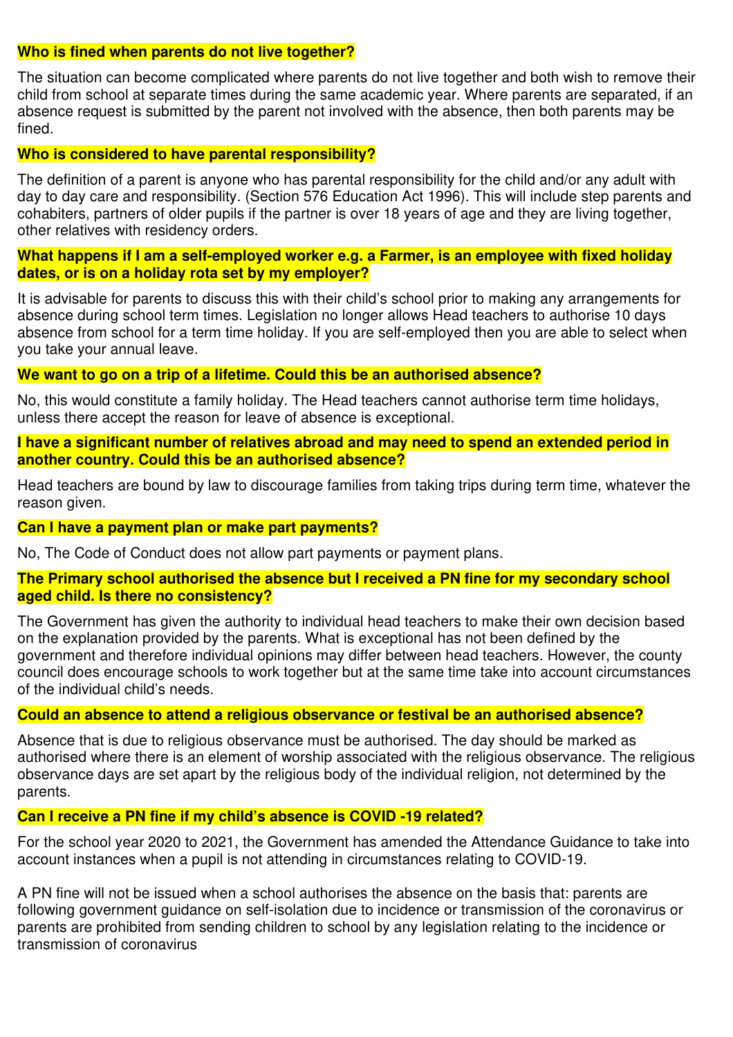**Who is fined when parents do not live together?**

The situation can become complicated where parents do not live together and both wish to remove their child from school at separate times during the same academic year. Where parents are separated, if an absence request is submitted by the parent not involved with the absence, then both parents may be fined.

**Who is considered to have parental responsibility?**

The definition of a parent is anyone who has parental responsibility for the child and/or any adult with day to day care and responsibility. (Section 576 Education Act 1996). This will include step parents and cohabiters, partners of older pupils if the partner is over 18 years of age and they are living together, other relatives with residency orders.

**What happens if I am a self-employed worker e.g. a Farmer, is an employee with fixed holiday dates, or is on a holiday rota set by my employer?**

It is advisable for parents to discuss this with their child's school prior to making any arrangements for absence during school term times. Legislation no longer allows Head teachers to authorise 10 days absence from school for a term time holiday. If you are self-employed then you are able to select when you take your annual leave.

**We want to go on a trip of a lifetime. Could this be an authorised absence?**

No, this would constitute a family holiday. The Head teachers cannot authorise term time holidays, unless there accept the reason for leave of absence is exceptional.

**I have a significant number of relatives abroad and may need to spend an extended period in another country. Could this be an authorised absence?**

Head teachers are bound by law to discourage families from taking trips during term time, whatever the reason given.

**Can I have a payment plan or make part payments?**

No, The Code of Conduct does not allow part payments or payment plans.

**The Primary school authorised the absence but I received a PN fine for my secondary school aged child. Is there no consistency?**

The Government has given the authority to individual head teachers to make their own decision based on the explanation provided by the parents. What is exceptional has not been defined by the government and therefore individual opinions may differ between head teachers. However, the county council does encourage schools to work together but at the same time take into account circumstances of the individual child's needs.

**Could an absence to attend a religious observance or festival be an authorised absence?**

Absence that is due to religious observance must be authorised. The day should be marked as authorised where there is an element of worship associated with the religious observance. The religious observance days are set apart by the religious body of the individual religion, not determined by the parents.

**Can I receive a PN fine if my child's absence is COVID -19 related?**

For the school year 2020 to 2021, the Government has amended the Attendance Guidance to take into account instances when a pupil is not attending in circumstances relating to COVID-19.

A PN fine will not be issued when a school authorises the absence on the basis that: parents are following government guidance on self-isolation due to incidence or transmission of the coronavirus or parents are prohibited from sending children to school by any legislation relating to the incidence or transmission of coronavirus